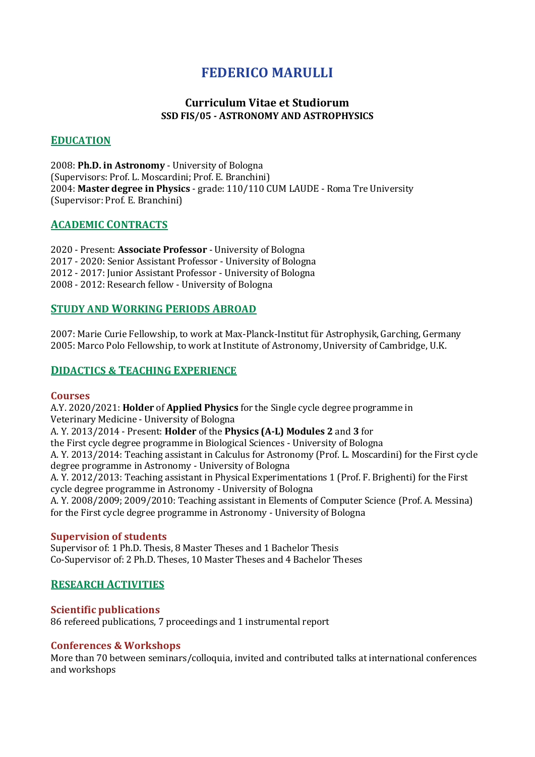# FEDERICO MARULLI

### Curriculum Vitae et Studiorum
**SSD FIS/05 - ASTRONOMY AND ASTROPHYSICS**

## EDUCATION

2008: **Ph.D. in Astronomy** - University of Bologna
(Supervisors: Prof. L. Moscardini; Prof. E. Branchini)
2004: **Master degree in Physics** - grade: 110/110 CUM LAUDE - Roma Tre University
(Supervisor: Prof. E. Branchini)

## ACADEMIC CONTRACTS

2020 - Present: **Associate Professor** - University of Bologna
2017 - 2020: Senior Assistant Professor - University of Bologna
2012 - 2017: Junior Assistant Professor - University of Bologna
2008 - 2012: Research fellow - University of Bologna

## STUDY AND WORKING PERIODS ABROAD

2007: Marie Curie Fellowship, to work at Max-Planck-Institut für Astrophysik, Garching, Germany
2005: Marco Polo Fellowship, to work at Institute of Astronomy, University of Cambridge, U.K.

## DIDACTICS & TEACHING EXPERIENCE

### Courses

A.Y. 2020/2021: **Holder** of **Applied Physics** for the Single cycle degree programme in Veterinary Medicine - University of Bologna
A. Y. 2013/2014 - Present: **Holder** of the **Physics (A-L) Modules 2** and **3** for the First cycle degree programme in Biological Sciences - University of Bologna
A. Y. 2013/2014: Teaching assistant in Calculus for Astronomy (Prof. L. Moscardini) for the First cycle degree programme in Astronomy - University of Bologna
A. Y. 2012/2013: Teaching assistant in Physical Experimentations 1 (Prof. F. Brighenti) for the First cycle degree programme in Astronomy - University of Bologna
A. Y. 2008/2009; 2009/2010: Teaching assistant in Elements of Computer Science (Prof. A. Messina) for the First cycle degree programme in Astronomy - University of Bologna

### Supervision of students

Supervisor of: 1 Ph.D. Thesis, 8 Master Theses and 1 Bachelor Thesis
Co-Supervisor of: 2 Ph.D. Theses, 10 Master Theses and 4 Bachelor Theses

## RESEARCH ACTIVITIES

### Scientific publications

86 refereed publications, 7 proceedings and 1 instrumental report

### Conferences & Workshops

More than 70 between seminars/colloquia, invited and contributed talks at international conferences and workshops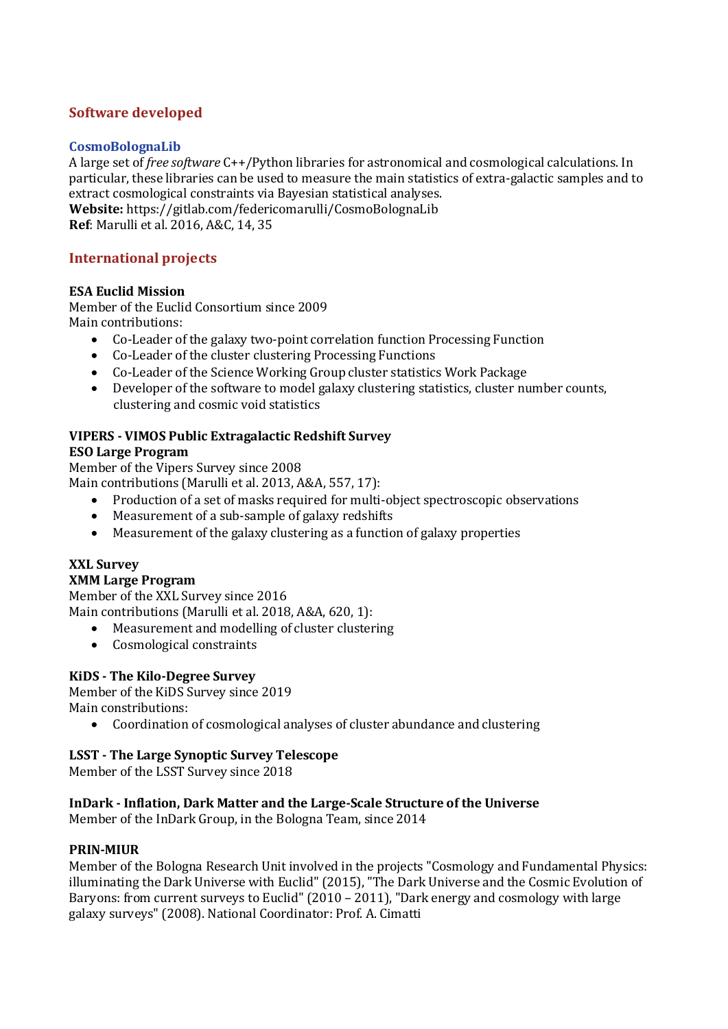## Software developed

### CosmoBolognaLib

A large set of *free software* C++/Python libraries for astronomical and cosmological calculations. In particular, these libraries can be used to measure the main statistics of extra-galactic samples and to extract cosmological constraints via Bayesian statistical analyses.
**Website:** https://gitlab.com/federicomarulli/CosmoBolognaLib
**Ref**: Marulli et al. 2016, A&C, 14, 35

## International projects

**ESA Euclid Mission**
Member of the Euclid Consortium since 2009
Main contributions:

- Co-Leader of the galaxy two-point correlation function Processing Function
- Co-Leader of the cluster clustering Processing Functions
- Co-Leader of the Science Working Group cluster statistics Work Package
- Developer of the software to model galaxy clustering statistics, cluster number counts, clustering and cosmic void statistics

**VIPERS - VIMOS Public Extragalactic Redshift Survey**
**ESO Large Program**
Member of the Vipers Survey since 2008
Main contributions (Marulli et al. 2013, A&A, 557, 17):

- Production of a set of masks required for multi-object spectroscopic observations
- Measurement of a sub-sample of galaxy redshifts
- Measurement of the galaxy clustering as a function of galaxy properties

**XXL Survey**
**XMM Large Program**
Member of the XXL Survey since 2016
Main contributions (Marulli et al. 2018, A&A, 620, 1):

- Measurement and modelling of cluster clustering
- Cosmological constraints

**KiDS - The Kilo-Degree Survey**
Member of the KiDS Survey since 2019
Main constributions:

- Coordination of cosmological analyses of cluster abundance and clustering

**LSST - The Large Synoptic Survey Telescope**
Member of the LSST Survey since 2018

**InDark - Inflation, Dark Matter and the Large-Scale Structure of the Universe**
Member of the InDark Group, in the Bologna Team, since 2014

**PRIN-MIUR**
Member of the Bologna Research Unit involved in the projects "Cosmology and Fundamental Physics: illuminating the Dark Universe with Euclid" (2015), "The Dark Universe and the Cosmic Evolution of Baryons: from current surveys to Euclid" (2010 – 2011), "Dark energy and cosmology with large galaxy surveys" (2008). National Coordinator: Prof. A. Cimatti